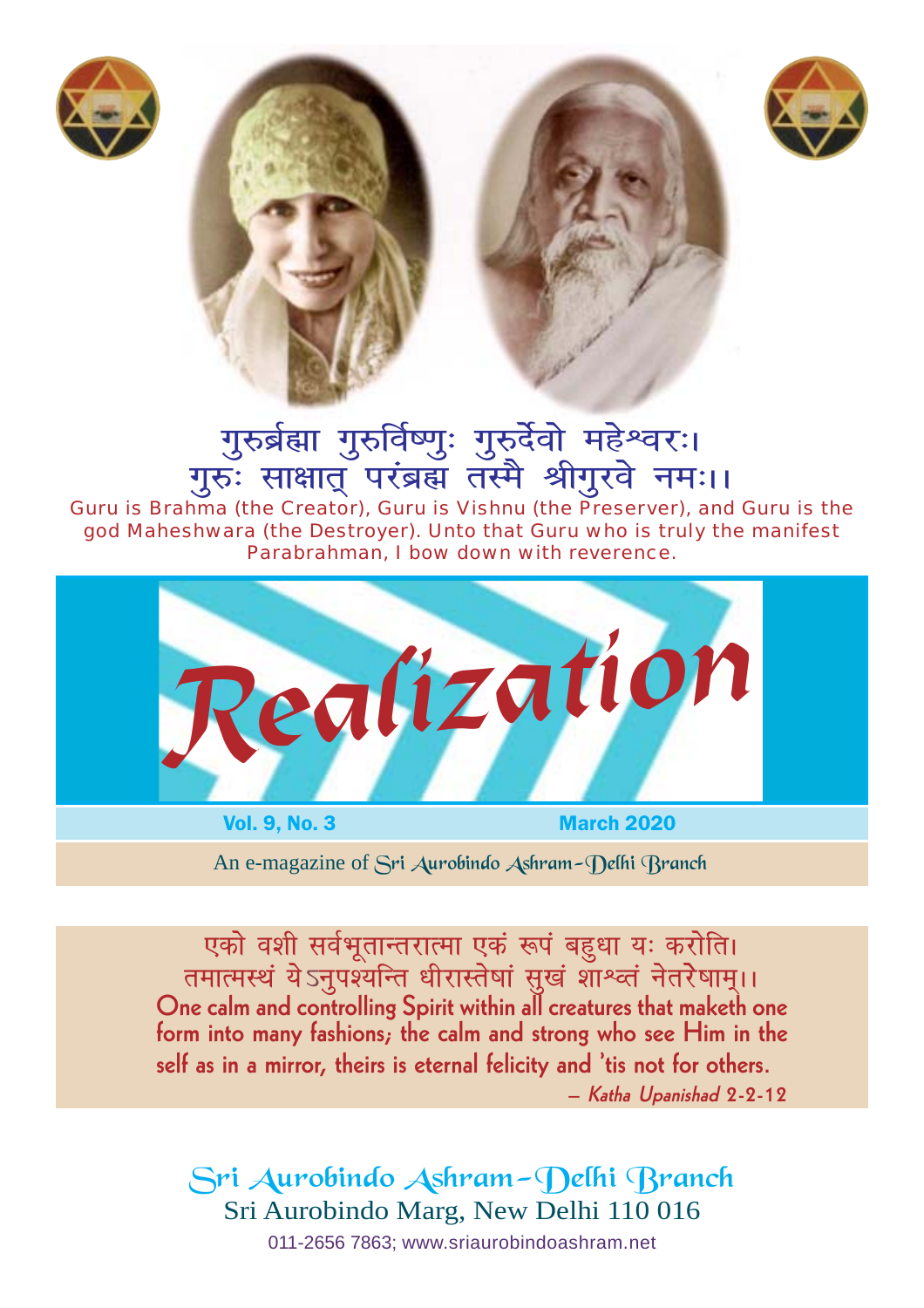गुरुर्ब्रह्मा गुरुर्विष्णुः गुरुर्देवो महेश्वरः।
गुरुः साक्षात् परंब्रह्म तस्मै श्रीगुरवे नमः।।

Guru is Brahma (the Creator), Guru is Vishnu (the Preserver), and Guru is the god Maheshwara (the Destroyer). Unto that Guru who is truly the manifest Parabrahman, I bow down with reverence.

# Realization

**Vol. 9, No. 3** **March 2020**

An e-magazine of Sri Aurobindo Ashram–Delhi Branch

एको वशी सर्वभूतान्तरात्मा एकं रूपं बहुधा यः करोति।
तमात्मस्थं येऽनुपश्यन्ति धीरास्तेषां सुखं शाश्वतं नेतरेषाम्।।

One calm and controlling Spirit within all creatures that maketh one form into many fashions; the calm and strong who see Him in the self as in a mirror, theirs is eternal felicity and 'tis not for others.

— *Katha Upanishad* 2-2-12

Sri Aurobindo Ashram–Delhi Branch
Sri Aurobindo Marg, New Delhi 110 016
011-2656 7863; www.sriaurobindoashram.net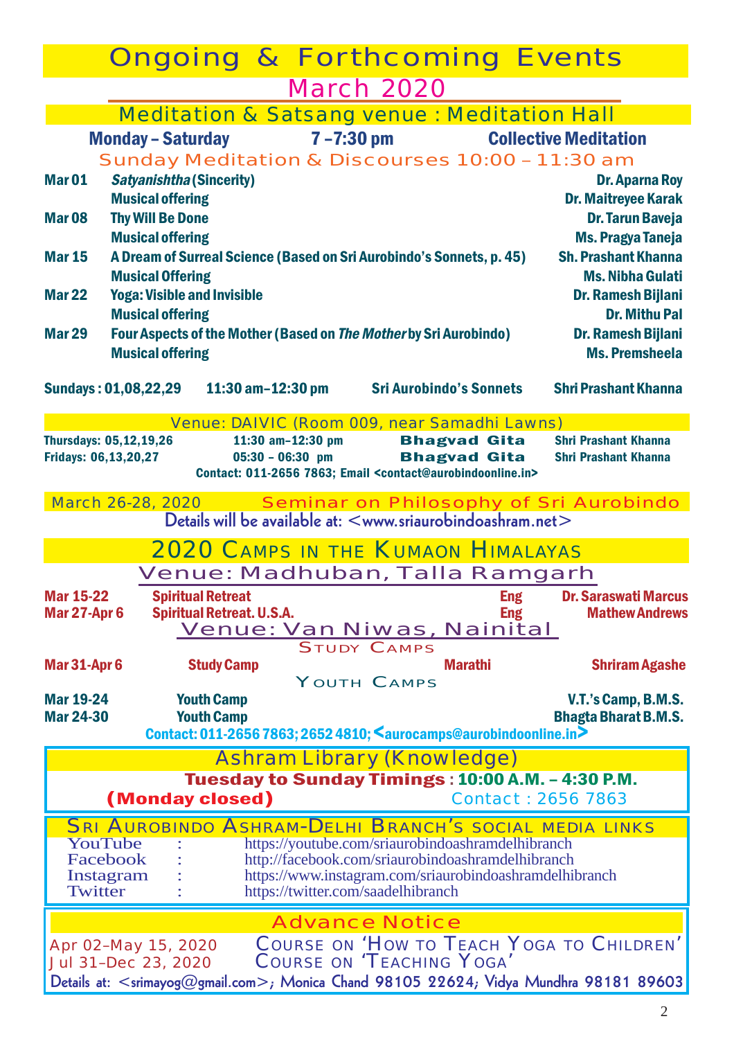# Ongoing & Forthcoming Events

## March 2020

### Meditation & Satsang venue : Meditation Hall

**Monday – Saturday** **7 –7:30 pm** **Collective Meditation**

Sunday Meditation & Discourses 10:00 – 11:30 am

| Date | Topic | Speaker |
|---|---|---|
| **Mar 01** | ***Satyanishtha* (Sincerity)** | **Dr. Aparna Roy** |
| | **Musical offering** | **Dr. Maitreyee Karak** |
| **Mar 08** | **Thy Will Be Done** | **Dr. Tarun Baveja** |
| | **Musical offering** | **Ms. Pragya Taneja** |
| **Mar 15** | **A Dream of Surreal Science (Based on Sri Aurobindo's Sonnets, p. 45)** | **Sh. Prashant Khanna** |
| | **Musical Offering** | **Ms. Nibha Gulati** |
| **Mar 22** | **Yoga: Visible and Invisible** | **Dr. Ramesh Bijlani** |
| | **Musical offering** | **Dr. Mithu Pal** |
| **Mar 29** | **Four Aspects of the Mother (Based on *The Mother* by Sri Aurobindo)** | **Dr. Ramesh Bijlani** |
| | **Musical offering** | **Ms. Premsheela** |

**Sundays : 01,08,22,29** **11:30 am–12:30 pm** **Sri Aurobindo's Sonnets** **Shri Prashant Khanna**

### Venue: DAIVIC (Room 009, near Samadhi Lawns)

| | | | |
|---|---|---|---|
| **Thursdays: 05,12,19,26** | **11:30 am–12:30 pm** | **Bhagvad Gita** | **Shri Prashant Khanna** |
| **Fridays: 06,13,20,27** | **05:30 – 06:30 pm** | **Bhagvad Gita** | **Shri Prashant Khanna** |

**Contact: 011-2656 7863; Email <contact@aurobindoonline.in>**

March 26-28, 2020 Seminar on Philosophy of Sri Aurobindo

**Details will be available at: <www.sriaurobindoashram.net>**

## 2020 Camps in the Kumaon Himalayas

### Venue: Madhuban, Talla Ramgarh

| | | | |
|---|---|---|---|
| **Mar 15-22** | **Spiritual Retreat** | **Eng** | **Dr. Saraswati Marcus** |
| **Mar 27-Apr 6** | **Spiritual Retreat. U.S.A.** | **Eng** | **Mathew Andrews** |

### Venue: Van Niwas, Nainital

Study Camps

| | | | |
|---|---|---|---|
| **Mar 31-Apr 6** | **Study Camp** | **Marathi** | **Shriram Agashe** |

Youth Camps

| | | |
|---|---|---|
| **Mar 19-24** | **Youth Camp** | **V.T.'s Camp, B.M.S.** |
| **Mar 24-30** | **Youth Camp** | **Bhagta Bharat B.M.S.** |

**Contact: 011-2656 7863; 2652 4810; <aurocamps@aurobindoonline.in>**

## Ashram Library (Knowledge)

**Tuesday to Sunday Timings : 10:00 A.M. – 4:30 P.M.**

**(Monday closed)** Contact : 2656 7863

## Sri Aurobindo Ashram-Delhi Branch's social media links

| | | |
|---|---|---|
| YouTube | : | https://youtube.com/sriaurobindoashramdelhibranch |
| Facebook | : | http://facebook.com/sriaurobindoashramdelhibranch |
| Instagram | : | https://www.instagram.com/sriaurobindoashramdelhibranch |
| Twitter | : | https://twitter.com/saadelhibranch |

## Advance Notice

| | |
|---|---|
| Apr 02–May 15, 2020 | Course on 'How to Teach Yoga to Children' |
| Jul 31–Dec 23, 2020 | Course on 'Teaching Yoga' |

**Details at: <srimayog@gmail.com>; Monica Chand 98105 22624; Vidya Mundhra 98181 89603**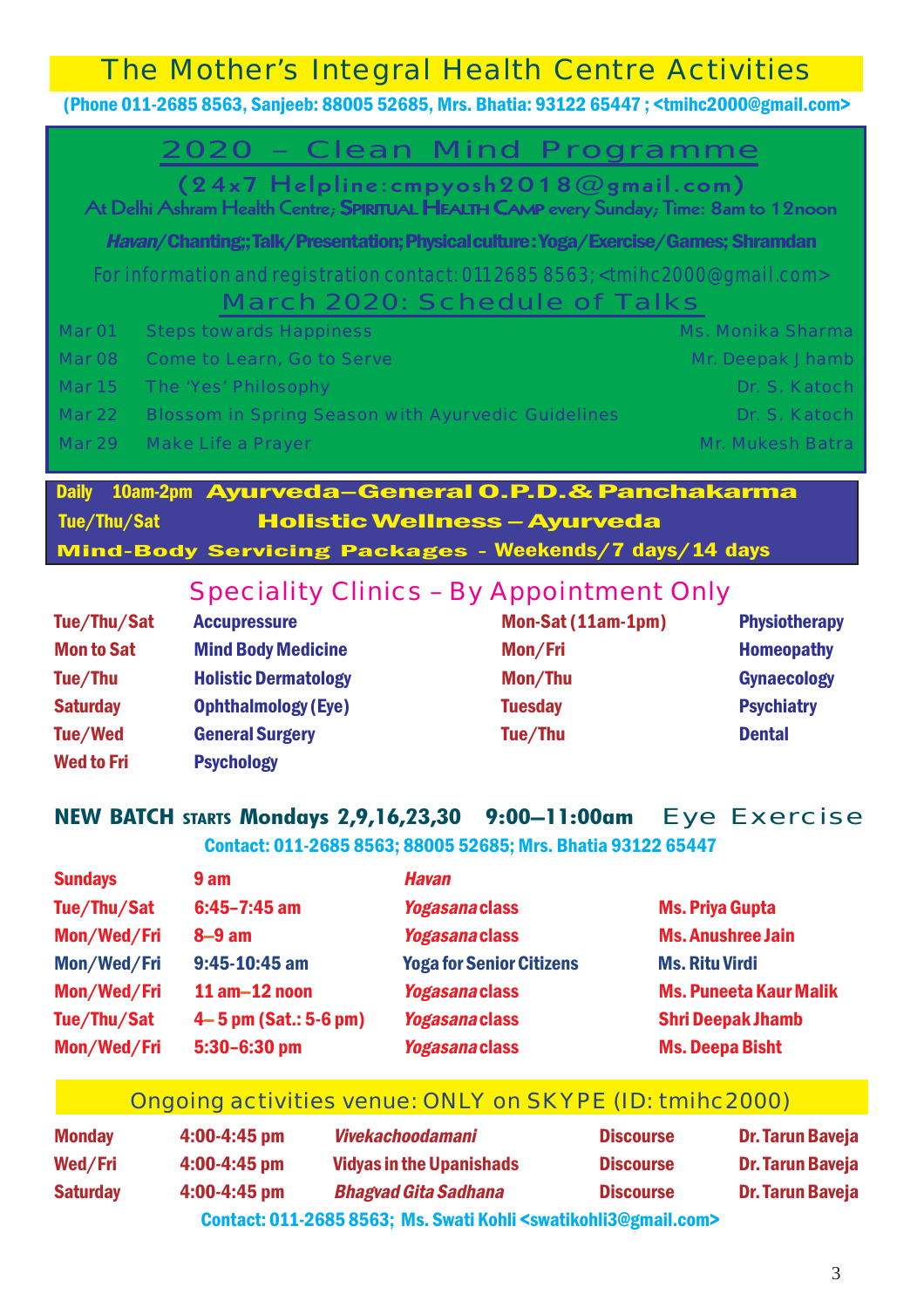# The Mother's Integral Health Centre Activities

(Phone 011-2685 8563, Sanjeeb: 88005 52685, Mrs. Bhatia: 93122 65447 ; <tmihc2000@gmail.com>

## 2020 – Clean Mind Programme

(24x7 Helpline:cmpyosh2018@gmail.com)

At Delhi Ashram Health Centre; SPIRITUAL HEALTH CAMP every Sunday; Time: 8am to 12noon

*Havan*/Chanting;; Talk/Presentation; Physical culture : Yoga/Exercise/Games; Shramdan

For information and registration contact: 0112685 8563; <tmihc2000@gmail.com>

### March 2020: Schedule of Talks

| | | |
|---|---|---|
| Mar 01 | Steps towards Happiness | Ms. Monika Sharma |
| Mar 08 | Come to Learn, Go to Serve | Mr. Deepak Jhamb |
| Mar 15 | The 'Yes' Philosophy | Dr. S. Katoch |
| Mar 22 | Blossom in Spring Season with Ayurvedic Guidelines | Dr. S. Katoch |
| Mar 29 | Make Life a Prayer | Mr. Mukesh Batra |

**Daily 10am-2pm Ayurveda–General O.P.D.& Panchakarma**

**Tue/Thu/Sat Holistic Wellness – Ayurveda**

**Mind-Body Servicing Packages - Weekends/7 days/14 days**

## Speciality Clinics – By Appointment Only

| | | | |
|---|---|---|---|
| Tue/Thu/Sat | Accupressure | Mon-Sat (11am-1pm) | Physiotherapy |
| Mon to Sat | Mind Body Medicine | Mon/Fri | Homeopathy |
| Tue/Thu | Holistic Dermatology | Mon/Thu | Gynaecology |
| Saturday | Ophthalmology (Eye) | Tuesday | Psychiatry |
| Tue/Wed | General Surgery | Tue/Thu | Dental |
| Wed to Fri | Psychology | | |

**NEW BATCH STARTS Mondays 2,9,16,23,30 9:00–11:00am** Eye Exercise

Contact: 011-2685 8563; 88005 52685; Mrs. Bhatia 93122 65447

| | | | |
|---|---|---|---|
| Sundays | 9 am | *Havan* | |
| Tue/Thu/Sat | 6:45–7:45 am | *Yogasana* class | Ms. Priya Gupta |
| Mon/Wed/Fri | 8–9 am | *Yogasana* class | Ms. Anushree Jain |
| Mon/Wed/Fri | 9:45-10:45 am | Yoga for Senior Citizens | Ms. Ritu Virdi |
| Mon/Wed/Fri | 11 am–12 noon | *Yogasana* class | Ms. Puneeta Kaur Malik |
| Tue/Thu/Sat | 4– 5 pm (Sat.: 5-6 pm) | *Yogasana* class | Shri Deepak Jhamb |
| Mon/Wed/Fri | 5:30–6:30 pm | *Yogasana* class | Ms. Deepa Bisht |

## Ongoing activities venue: ONLY on SKYPE (ID: tmihc2000)

| | | | | |
|---|---|---|---|---|
| Monday | 4:00-4:45 pm | *Vivekachoodamani* | Discourse | Dr. Tarun Baveja |
| Wed/Fri | 4:00-4:45 pm | Vidyas in the Upanishads | Discourse | Dr. Tarun Baveja |
| Saturday | 4:00-4:45 pm | *Bhagvad Gita Sadhana* | Discourse | Dr. Tarun Baveja |

Contact: 011-2685 8563; Ms. Swati Kohli <swatikohli3@gmail.com>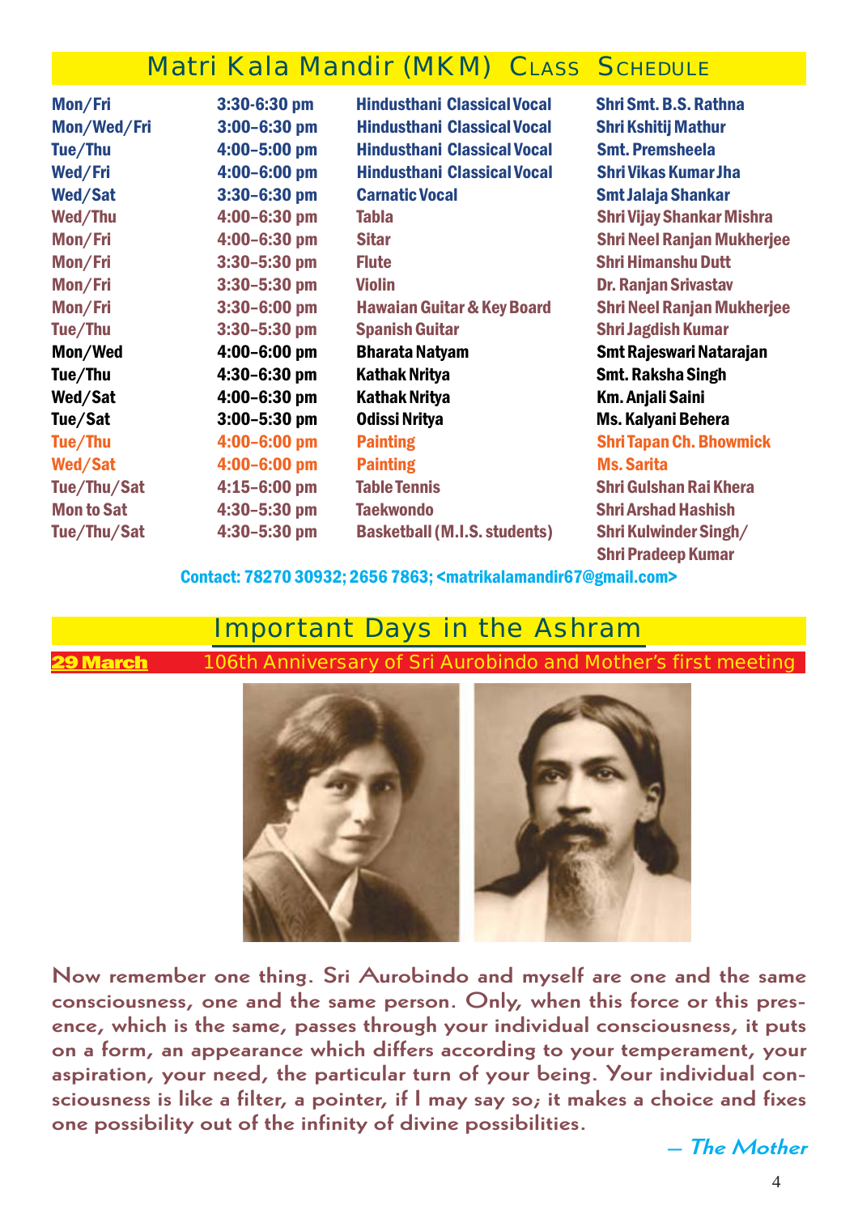## Matri Kala Mandir (MKM) Class Schedule

| Days | Time | Class | Teacher |
|---|---|---|---|
| Mon/Fri | 3:30-6:30 pm | Hindusthani Classical Vocal | Shri Smt. B.S. Rathna |
| Mon/Wed/Fri | 3:00–6:30 pm | Hindusthani Classical Vocal | Shri Kshitij Mathur |
| Tue/Thu | 4:00–5:00 pm | Hindusthani Classical Vocal | Smt. Premsheela |
| Wed/Fri | 4:00–6:00 pm | Hindusthani Classical Vocal | Shri Vikas Kumar Jha |
| Wed/Sat | 3:30–6:30 pm | Carnatic Vocal | Smt Jalaja Shankar |
| Wed/Thu | 4:00–6:30 pm | Tabla | Shri Vijay Shankar Mishra |
| Mon/Fri | 4:00–6:30 pm | Sitar | Shri Neel Ranjan Mukherjee |
| Mon/Fri | 3:30–5:30 pm | Flute | Shri Himanshu Dutt |
| Mon/Fri | 3:30–5:30 pm | Violin | Dr. Ranjan Srivastav |
| Mon/Fri | 3:30–6:00 pm | Hawaian Guitar & Key Board | Shri Neel Ranjan Mukherjee |
| Tue/Thu | 3:30–5:30 pm | Spanish Guitar | Shri Jagdish Kumar |
| Mon/Wed | 4:00–6:00 pm | Bharata Natyam | Smt Rajeswari Natarajan |
| Tue/Thu | 4:30–6:30 pm | Kathak Nritya | Smt. Raksha Singh |
| Wed/Sat | 4:00–6:30 pm | Kathak Nritya | Km. Anjali Saini |
| Tue/Sat | 3:00–5:30 pm | Odissi Nritya | Ms. Kalyani Behera |
| Tue/Thu | 4:00–6:00 pm | Painting | Shri Tapan Ch. Bhowmick |
| Wed/Sat | 4:00–6:00 pm | Painting | Ms. Sarita |
| Tue/Thu/Sat | 4:15–6:00 pm | Table Tennis | Shri Gulshan Rai Khera |
| Mon to Sat | 4:30–5:30 pm | Taekwondo | Shri Arshad Hashish |
| Tue/Thu/Sat | 4:30–5:30 pm | Basketball (M.I.S. students) | Shri Kulwinder Singh/ Shri Pradeep Kumar |

Contact: 78270 30932; 2656 7863; <matrikalamandir67@gmail.com>

## Important Days in the Ashram

**29 March** 106th Anniversary of Sri Aurobindo and Mother's first meeting

**Now remember one thing. Sri Aurobindo and myself are one and the same consciousness, one and the same person. Only, when this force or this presence, which is the same, passes through your individual consciousness, it puts on a form, an appearance which differs according to your temperament, your aspiration, your need, the particular turn of your being. Your individual consciousness is like a filter, a pointer, if I may say so; it makes a choice and fixes one possibility out of the infinity of divine possibilities.**

*— The Mother*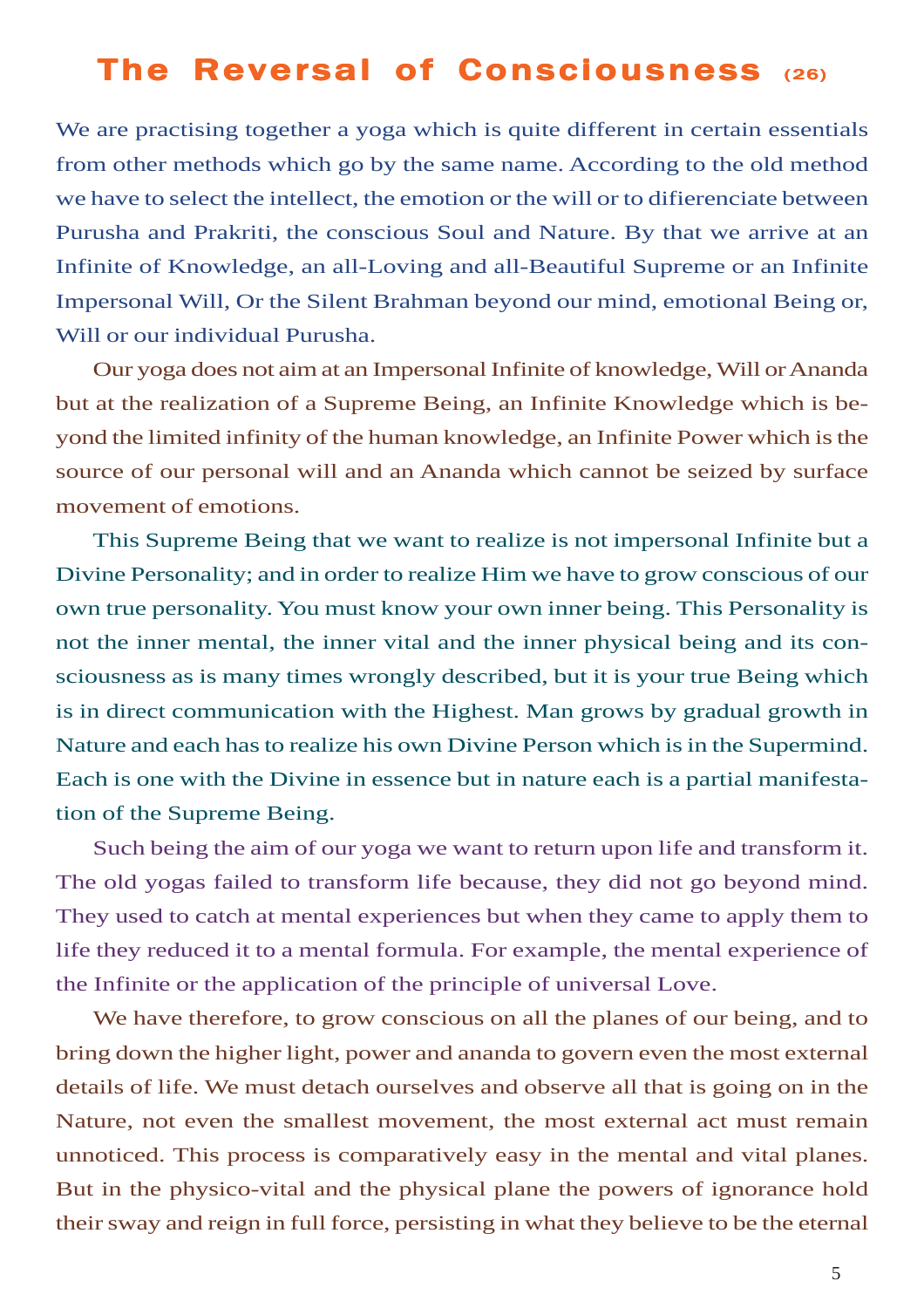# The Reversal of Consciousness (26)

We are practising together a yoga which is quite different in certain essentials from other methods which go by the same name. According to the old method we have to select the intellect, the emotion or the will or to difierenciate between Purusha and Prakriti, the conscious Soul and Nature. By that we arrive at an Infinite of Knowledge, an all-Loving and all-Beautiful Supreme or an Infinite Impersonal Will, Or the Silent Brahman beyond our mind, emotional Being or, Will or our individual Purusha.

Our yoga does not aim at an Impersonal Infinite of knowledge, Will or Ananda but at the realization of a Supreme Being, an Infinite Knowledge which is beyond the limited infinity of the human knowledge, an Infinite Power which is the source of our personal will and an Ananda which cannot be seized by surface movement of emotions.

This Supreme Being that we want to realize is not impersonal Infinite but a Divine Personality; and in order to realize Him we have to grow conscious of our own true personality. You must know your own inner being. This Personality is not the inner mental, the inner vital and the inner physical being and its consciousness as is many times wrongly described, but it is your true Being which is in direct communication with the Highest. Man grows by gradual growth in Nature and each has to realize his own Divine Person which is in the Supermind. Each is one with the Divine in essence but in nature each is a partial manifestation of the Supreme Being.

Such being the aim of our yoga we want to return upon life and transform it. The old yogas failed to transform life because, they did not go beyond mind. They used to catch at mental experiences but when they came to apply them to life they reduced it to a mental formula. For example, the mental experience of the Infinite or the application of the principle of universal Love.

We have therefore, to grow conscious on all the planes of our being, and to bring down the higher light, power and ananda to govern even the most external details of life. We must detach ourselves and observe all that is going on in the Nature, not even the smallest movement, the most external act must remain unnoticed. This process is comparatively easy in the mental and vital planes. But in the physico-vital and the physical plane the powers of ignorance hold their sway and reign in full force, persisting in what they believe to be the eternal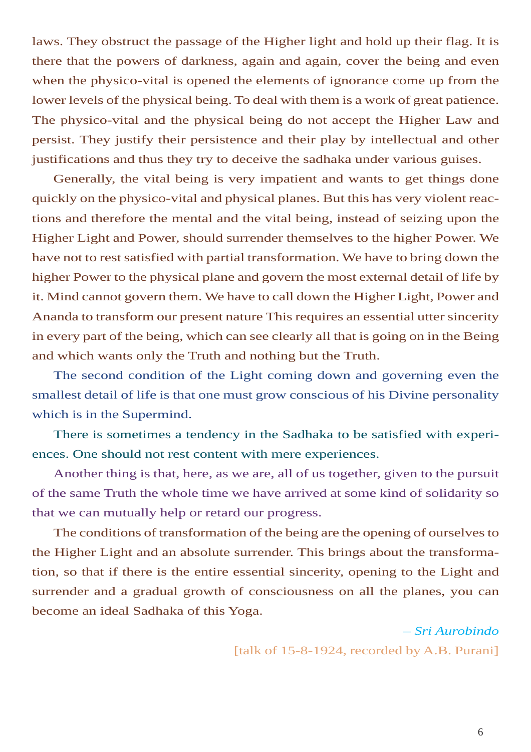laws. They obstruct the passage of the Higher light and hold up their flag. It is there that the powers of darkness, again and again, cover the being and even when the physico-vital is opened the elements of ignorance come up from the lower levels of the physical being. To deal with them is a work of great patience. The physico-vital and the physical being do not accept the Higher Law and persist. They justify their persistence and their play by intellectual and other justifications and thus they try to deceive the sadhaka under various guises.

Generally, the vital being is very impatient and wants to get things done quickly on the physico-vital and physical planes. But this has very violent reactions and therefore the mental and the vital being, instead of seizing upon the Higher Light and Power, should surrender themselves to the higher Power. We have not to rest satisfied with partial transformation. We have to bring down the higher Power to the physical plane and govern the most external detail of life by it. Mind cannot govern them. We have to call down the Higher Light, Power and Ananda to transform our present nature This requires an essential utter sincerity in every part of the being, which can see clearly all that is going on in the Being and which wants only the Truth and nothing but the Truth.

The second condition of the Light coming down and governing even the smallest detail of life is that one must grow conscious of his Divine personality which is in the Supermind.

There is sometimes a tendency in the Sadhaka to be satisfied with experiences. One should not rest content with mere experiences.

Another thing is that, here, as we are, all of us together, given to the pursuit of the same Truth the whole time we have arrived at some kind of solidarity so that we can mutually help or retard our progress.

The conditions of transformation of the being are the opening of ourselves to the Higher Light and an absolute surrender. This brings about the transformation, so that if there is the entire essential sincerity, opening to the Light and surrender and a gradual growth of consciousness on all the planes, you can become an ideal Sadhaka of this Yoga.

*– Sri Aurobindo*

[talk of 15-8-1924, recorded by A.B. Purani]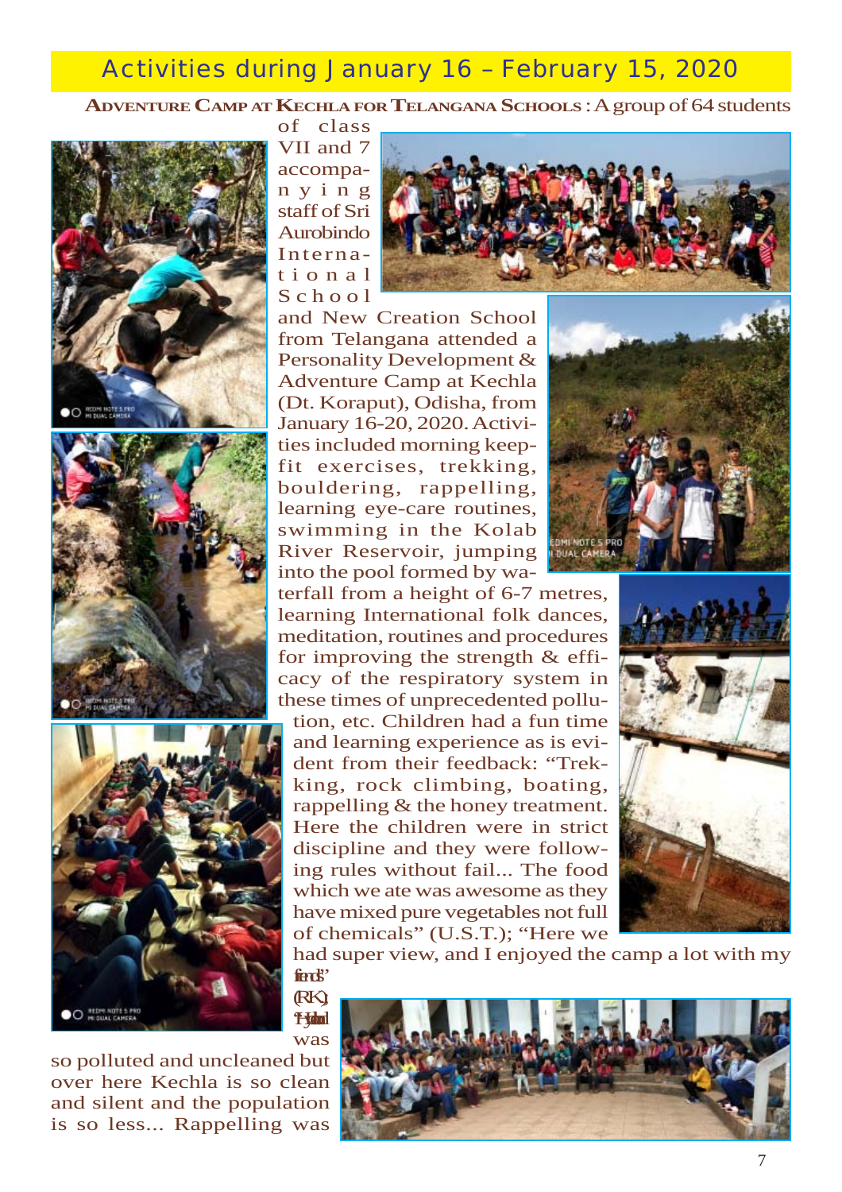## Activities during January 16 – February 15, 2020

**Adventure Camp at Kechla for Telangana Schools** : A group of 64 students of class VII and 7 accompanying staff of Sri Aurobindo International School and New Creation School from Telangana attended a Personality Development & Adventure Camp at Kechla (Dt. Koraput), Odisha, from January 16-20, 2020. Activities included morning keep-fit exercises, trekking, bouldering, rappelling, learning eye-care routines, swimming in the Kolab River Reservoir, jumping into the pool formed by waterfall from a height of 6-7 metres, learning International folk dances, meditation, routines and procedures for improving the strength & efficacy of the respiratory system in these times of unprecedented pollution, etc. Children had a fun time and learning experience as is evident from their feedback: "Trekking, rock climbing, boating, rappelling & the honey treatment. Here the children were in strict discipline and they were following rules without fail... The food which we ate was awesome as they have mixed pure vegetables not full of chemicals" (U.S.T.); "Here we had super view, and I enjoyed the camp a lot with my friends" (R.K.); "Hyderabad was so polluted and uncleaned but over here Kechla is so clean and silent and the population is so less... Rappelling was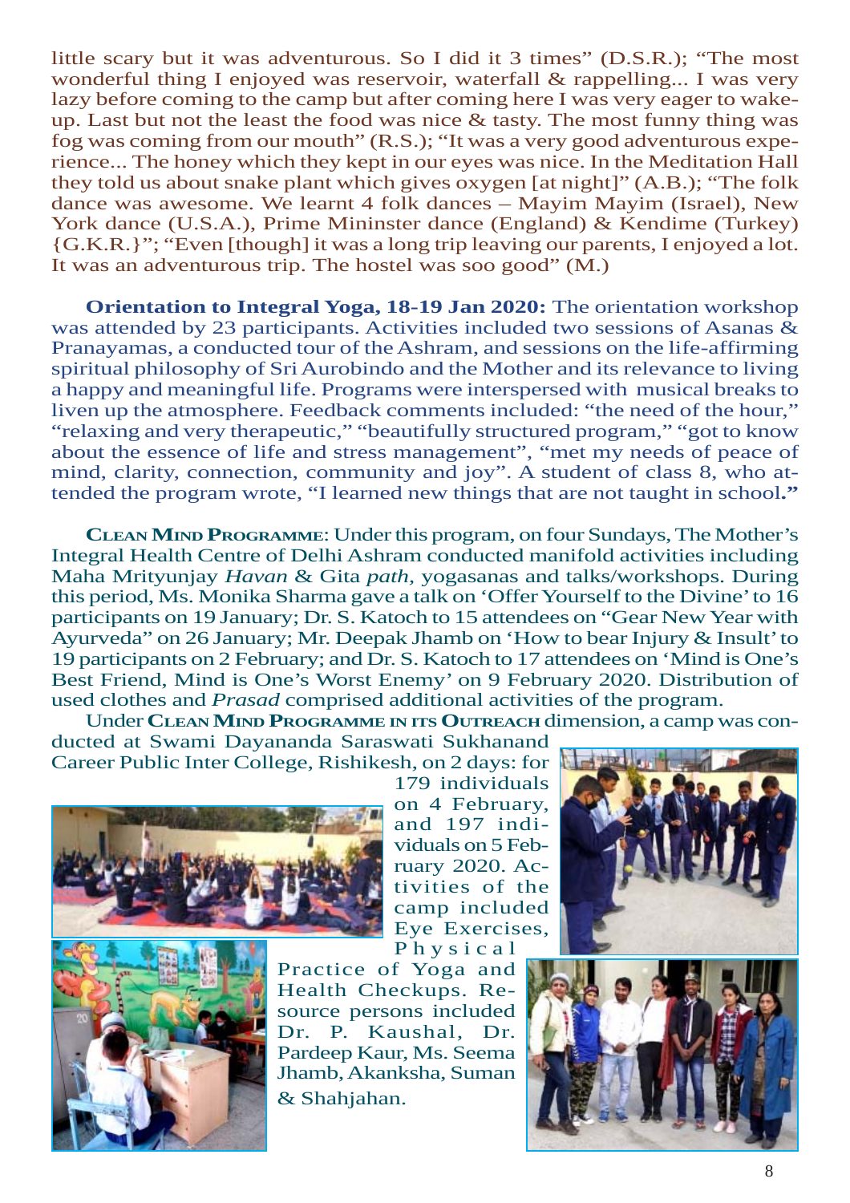little scary but it was adventurous. So I did it 3 times" (D.S.R.); "The most wonderful thing I enjoyed was reservoir, waterfall & rappelling... I was very lazy before coming to the camp but after coming here I was very eager to wake-up. Last but not the least the food was nice & tasty. The most funny thing was fog was coming from our mouth" (R.S.); "It was a very good adventurous experience... The honey which they kept in our eyes was nice. In the Meditation Hall they told us about snake plant which gives oxygen [at night]" (A.B.); "The folk dance was awesome. We learnt 4 folk dances – Mayim Mayim (Israel), New York dance (U.S.A.), Prime Mininster dance (England) & Kendime (Turkey) {G.K.R.}"; "Even [though] it was a long trip leaving our parents, I enjoyed a lot. It was an adventurous trip. The hostel was soo good" (M.)

**Orientation to Integral Yoga, 18-19 Jan 2020:** The orientation workshop was attended by 23 participants. Activities included two sessions of Asanas & Pranayamas, a conducted tour of the Ashram, and sessions on the life-affirming spiritual philosophy of Sri Aurobindo and the Mother and its relevance to living a happy and meaningful life. Programs were interspersed with musical breaks to liven up the atmosphere. Feedback comments included: "the need of the hour," "relaxing and very therapeutic," "beautifully structured program," "got to know about the essence of life and stress management", "met my needs of peace of mind, clarity, connection, community and joy". A student of class 8, who attended the program wrote, "I learned new things that are not taught in school**."**

**Clean Mind Programme**: Under this program, on four Sundays, The Mother's Integral Health Centre of Delhi Ashram conducted manifold activities including Maha Mrityunjay *Havan* & Gita *path,* yogasanas and talks/workshops. During this period, Ms. Monika Sharma gave a talk on 'Offer Yourself to the Divine' to 16 participants on 19 January; Dr. S. Katoch to 15 attendees on "Gear New Year with Ayurveda" on 26 January; Mr. Deepak Jhamb on 'How to bear Injury & Insult' to 19 participants on 2 February; and Dr. S. Katoch to 17 attendees on 'Mind is One's Best Friend, Mind is One's Worst Enemy' on 9 February 2020. Distribution of used clothes and *Prasad* comprised additional activities of the program.

Under **Clean Mind Programme in its Outreach** dimension, a camp was conducted at Swami Dayananda Saraswati Sukhanand Career Public Inter College, Rishikesh, on 2 days: for 179 individuals on 4 February, and 197 individuals on 5 February 2020. Activities of the camp included Eye Exercises, Physical Practice of Yoga and Health Checkups. Resource persons included Dr. P. Kaushal, Dr. Pardeep Kaur, Ms. Seema Jhamb, Akanksha, Suman & Shahjahan.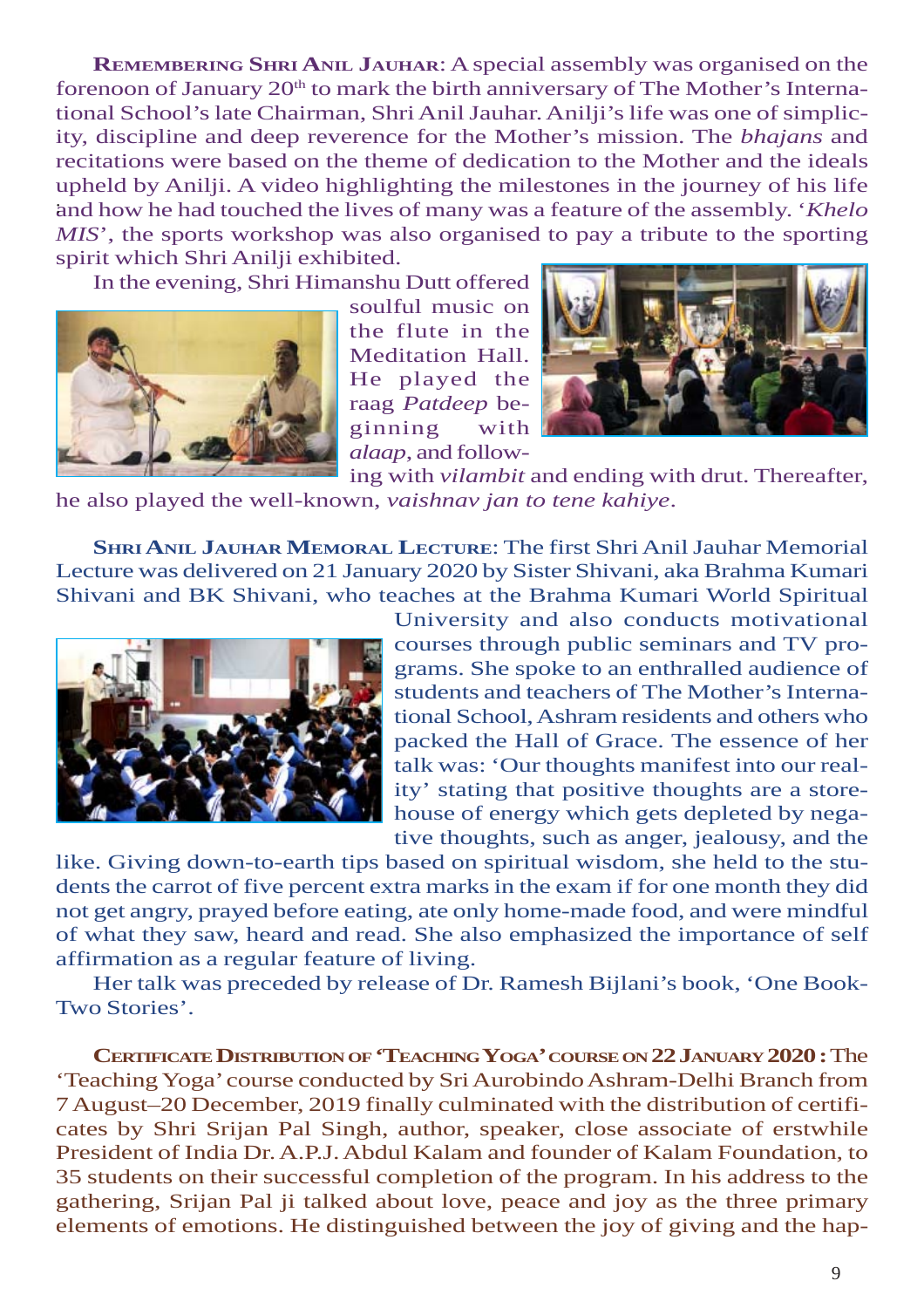**Remembering Shri Anil Jauhar**: A special assembly was organised on the forenoon of January 20th to mark the birth anniversary of The Mother's International School's late Chairman, Shri Anil Jauhar. Anilji's life was one of simplicity, discipline and deep reverence for the Mother's mission. The *bhajans* and recitations were based on the theme of dedication to the Mother and the ideals upheld by Anilji. A video highlighting the milestones in the journey of his life and how he had touched the lives of many was a feature of the assembly. '*Khelo MIS*', the sports workshop was also organised to pay a tribute to the sporting spirit which Shri Anilji exhibited.

In the evening, Shri Himanshu Dutt offered soulful music on the flute in the Meditation Hall. He played the raag *Patdeep* beginning with *alaap*, and following with *vilambit* and ending with drut. Thereafter, he also played the well-known, *vaishnav jan to tene kahiye*.

**Shri Anil Jauhar Memoral Lecture**: The first Shri Anil Jauhar Memorial Lecture was delivered on 21 January 2020 by Sister Shivani, aka Brahma Kumari Shivani and BK Shivani, who teaches at the Brahma Kumari World Spiritual University and also conducts motivational courses through public seminars and TV programs. She spoke to an enthralled audience of students and teachers of The Mother's International School, Ashram residents and others who packed the Hall of Grace. The essence of her talk was: 'Our thoughts manifest into our reality' stating that positive thoughts are a storehouse of energy which gets depleted by negative thoughts, such as anger, jealousy, and the like. Giving down-to-earth tips based on spiritual wisdom, she held to the students the carrot of five percent extra marks in the exam if for one month they did not get angry, prayed before eating, ate only home-made food, and were mindful of what they saw, heard and read. She also emphasized the importance of self affirmation as a regular feature of living.

Her talk was preceded by release of Dr. Ramesh Bijlani's book, 'One Book-Two Stories'.

**Certificate Distribution of 'Teaching Yoga' course on 22 January 2020 :** The 'Teaching Yoga' course conducted by Sri Aurobindo Ashram-Delhi Branch from 7 August–20 December, 2019 finally culminated with the distribution of certificates by Shri Srijan Pal Singh, author, speaker, close associate of erstwhile President of India Dr. A.P.J. Abdul Kalam and founder of Kalam Foundation, to 35 students on their successful completion of the program. In his address to the gathering, Srijan Pal ji talked about love, peace and joy as the three primary elements of emotions. He distinguished between the joy of giving and the hap-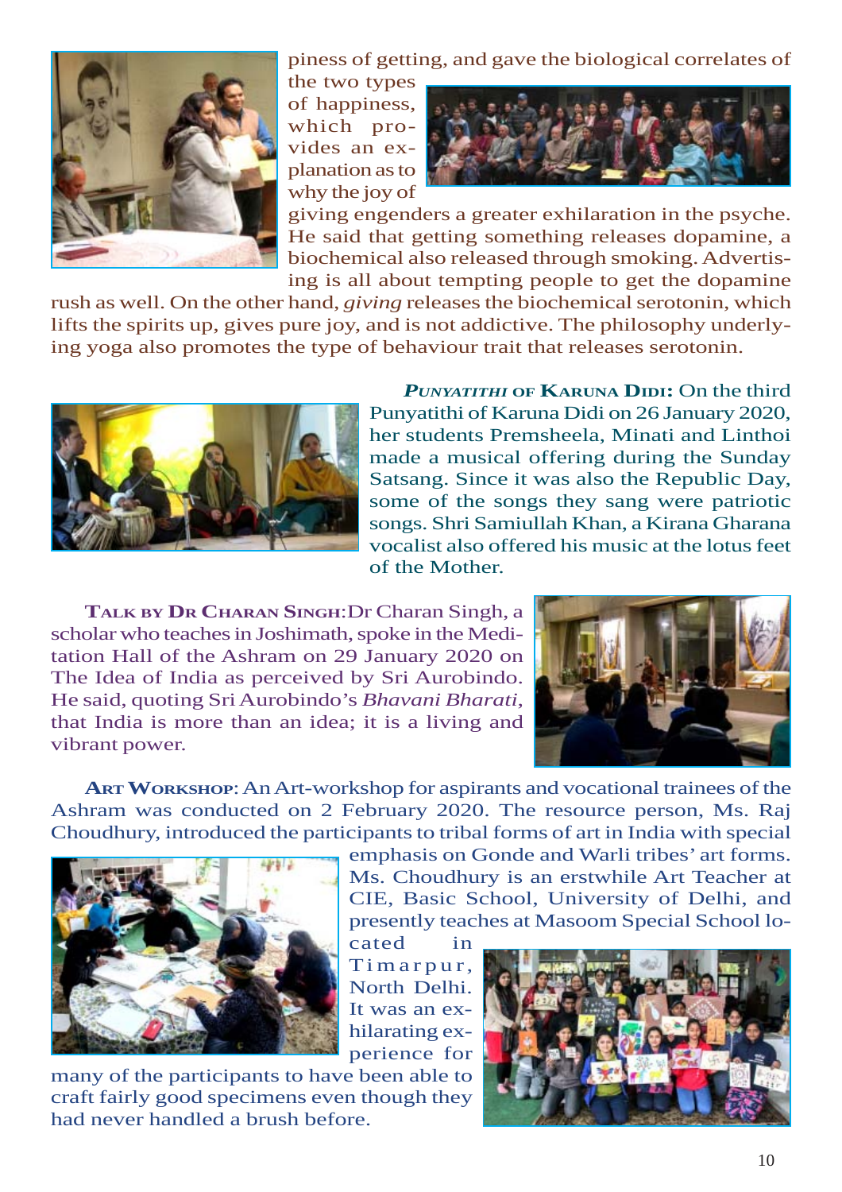piness of getting, and gave the biological correlates of the two types of happiness, which provides an explanation as to why the joy of giving engenders a greater exhilaration in the psyche. He said that getting something releases dopamine, a biochemical also released through smoking. Advertising is all about tempting people to get the dopamine rush as well. On the other hand, *giving* releases the biochemical serotonin, which lifts the spirits up, gives pure joy, and is not addictive. The philosophy underlying yoga also promotes the type of behaviour trait that releases serotonin.

***PUNYATITHI* OF KARUNA DIDI:** On the third Punyatithi of Karuna Didi on 26 January 2020, her students Premsheela, Minati and Linthoi made a musical offering during the Sunday Satsang. Since it was also the Republic Day, some of the songs they sang were patriotic songs. Shri Samiullah Khan, a Kirana Gharana vocalist also offered his music at the lotus feet of the Mother.

**TALK BY DR CHARAN SINGH**:Dr Charan Singh, a scholar who teaches in Joshimath, spoke in the Meditation Hall of the Ashram on 29 January 2020 on The Idea of India as perceived by Sri Aurobindo. He said, quoting Sri Aurobindo's *Bhavani Bharati*, that India is more than an idea; it is a living and vibrant power.

**ART WORKSHOP**: An Art-workshop for aspirants and vocational trainees of the Ashram was conducted on 2 February 2020. The resource person, Ms. Raj Choudhury, introduced the participants to tribal forms of art in India with special emphasis on Gonde and Warli tribes' art forms. Ms. Choudhury is an erstwhile Art Teacher at CIE, Basic School, University of Delhi, and presently teaches at Masoom Special School located in Timarpur, North Delhi. It was an exhilarating experience for many of the participants to have been able to craft fairly good specimens even though they had never handled a brush before.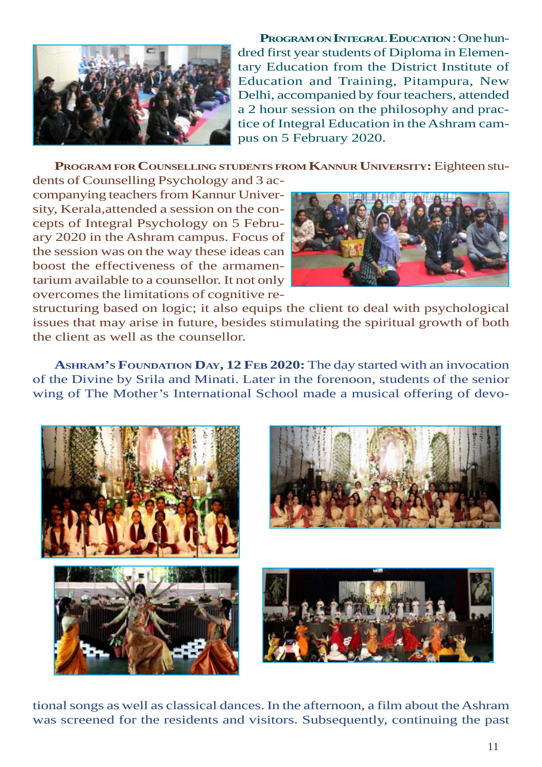**Program on Integral Education**: One hundred first year students of Diploma in Elementary Education from the District Institute of Education and Training, Pitampura, New Delhi, accompanied by four teachers, attended a 2 hour session on the philosophy and practice of Integral Education in the Ashram campus on 5 February 2020.

**Program for Counselling students from Kannur University:** Eighteen students of Counselling Psychology and 3 accompanying teachers from Kannur University, Kerala,attended a session on the concepts of Integral Psychology on 5 February 2020 in the Ashram campus. Focus of the session was on the way these ideas can boost the effectiveness of the armamentarium available to a counsellor. It not only overcomes the limitations of cognitive restructuring based on logic; it also equips the client to deal with psychological issues that may arise in future, besides stimulating the spiritual growth of both the client as well as the counsellor.

**Ashram's Foundation Day, 12 Feb 2020:** The day started with an invocation of the Divine by Srila and Minati. Later in the forenoon, students of the senior wing of The Mother's International School made a musical offering of devotional songs as well as classical dances. In the afternoon, a film about the Ashram was screened for the residents and visitors. Subsequently, continuing the past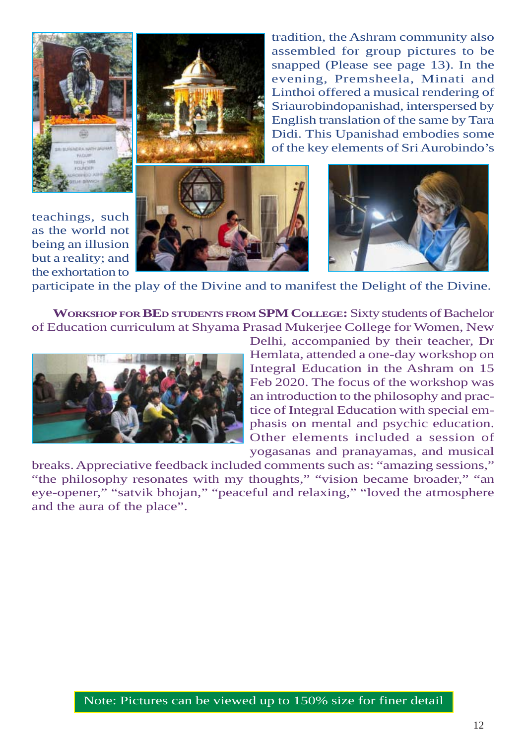tradition, the Ashram community also assembled for group pictures to be snapped (Please see page 13). In the evening, Premsheela, Minati and Linthoi offered a musical rendering of Sriaurobindopanishad, interspersed by English translation of the same by Tara Didi. This Upanishad embodies some of the key elements of Sri Aurobindo's teachings, such as the world not being an illusion but a reality; and the exhortation to participate in the play of the Divine and to manifest the Delight of the Divine.

**WORKSHOP FOR BED STUDENTS FROM SPM COLLEGE:** Sixty students of Bachelor of Education curriculum at Shyama Prasad Mukerjee College for Women, New Delhi, accompanied by their teacher, Dr Hemlata, attended a one-day workshop on Integral Education in the Ashram on 15 Feb 2020. The focus of the workshop was an introduction to the philosophy and practice of Integral Education with special emphasis on mental and psychic education. Other elements included a session of yogasanas and pranayamas, and musical breaks. Appreciative feedback included comments such as: "amazing sessions," "the philosophy resonates with my thoughts," "vision became broader," "an eye-opener," "satvik bhojan," "peaceful and relaxing," "loved the atmosphere and the aura of the place".

Note: Pictures can be viewed up to 150% size for finer detail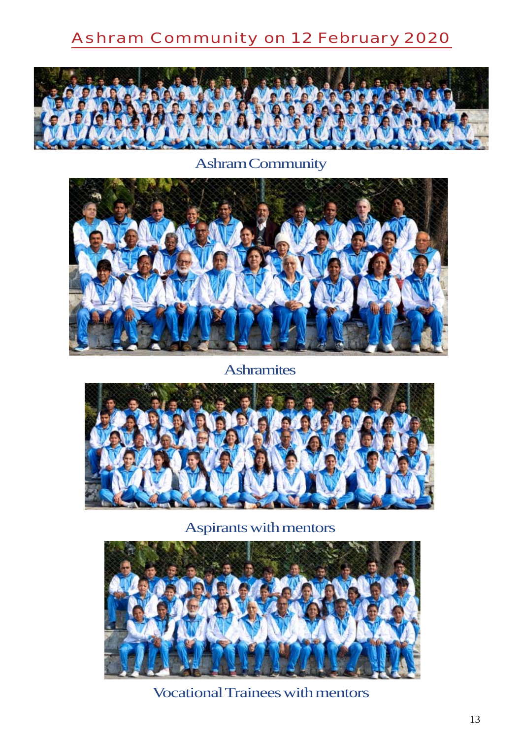# Ashram Community on 12 February 2020

Ashram Community

Ashramites

Aspirants with mentors

Vocational Trainees with mentors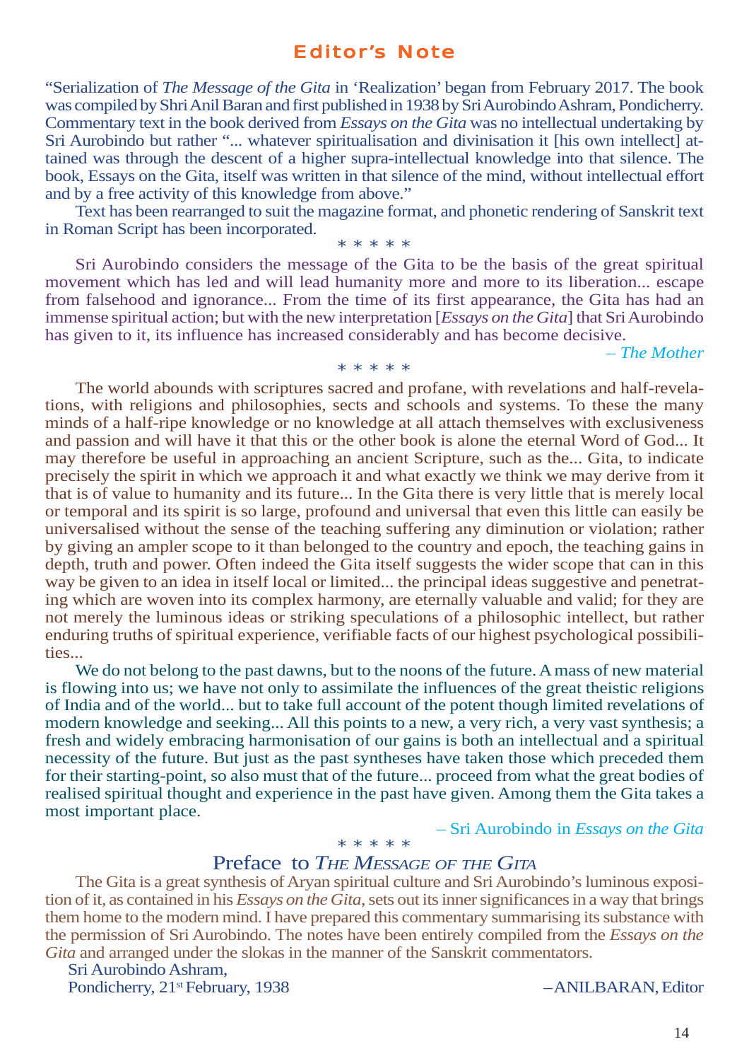## Editor's Note

"Serialization of *The Message of the Gita* in 'Realization' began from February 2017. The book was compiled by Shri Anil Baran and first published in 1938 by Sri Aurobindo Ashram, Pondicherry. Commentary text in the book derived from *Essays on the Gita* was no intellectual undertaking by Sri Aurobindo but rather "... whatever spiritualisation and divinisation it [his own intellect] attained was through the descent of a higher supra-intellectual knowledge into that silence. The book, Essays on the Gita, itself was written in that silence of the mind, without intellectual effort and by a free activity of this knowledge from above."

Text has been rearranged to suit the magazine format, and phonetic rendering of Sanskrit text in Roman Script has been incorporated.

\* \* \* \* \*

Sri Aurobindo considers the message of the Gita to be the basis of the great spiritual movement which has led and will lead humanity more and more to its liberation... escape from falsehood and ignorance... From the time of its first appearance, the Gita has had an immense spiritual action; but with the new interpretation [*Essays on the Gita*] that Sri Aurobindo has given to it, its influence has increased considerably and has become decisive.

*– The Mother*

\* \* \* \* \*

The world abounds with scriptures sacred and profane, with revelations and half-revelations, with religions and philosophies, sects and schools and systems. To these the many minds of a half-ripe knowledge or no knowledge at all attach themselves with exclusiveness and passion and will have it that this or the other book is alone the eternal Word of God... It may therefore be useful in approaching an ancient Scripture, such as the... Gita, to indicate precisely the spirit in which we approach it and what exactly we think we may derive from it that is of value to humanity and its future... In the Gita there is very little that is merely local or temporal and its spirit is so large, profound and universal that even this little can easily be universalised without the sense of the teaching suffering any diminution or violation; rather by giving an ampler scope to it than belonged to the country and epoch, the teaching gains in depth, truth and power. Often indeed the Gita itself suggests the wider scope that can in this way be given to an idea in itself local or limited... the principal ideas suggestive and penetrating which are woven into its complex harmony, are eternally valuable and valid; for they are not merely the luminous ideas or striking speculations of a philosophic intellect, but rather enduring truths of spiritual experience, verifiable facts of our highest psychological possibilities...

We do not belong to the past dawns, but to the noons of the future. A mass of new material is flowing into us; we have not only to assimilate the influences of the great theistic religions of India and of the world... but to take full account of the potent though limited revelations of modern knowledge and seeking... All this points to a new, a very rich, a very vast synthesis; a fresh and widely embracing harmonisation of our gains is both an intellectual and a spiritual necessity of the future. But just as the past syntheses have taken those which preceded them for their starting-point, so also must that of the future... proceed from what the great bodies of realised spiritual thought and experience in the past have given. Among them the Gita takes a most important place.

– Sri Aurobindo in *Essays on the Gita*

\* \* \* \* \*

### Preface to *The Message of the Gita*

The Gita is a great synthesis of Aryan spiritual culture and Sri Aurobindo's luminous exposition of it, as contained in his *Essays on the Gita*, sets out its inner significances in a way that brings them home to the modern mind. I have prepared this commentary summarising its substance with the permission of Sri Aurobindo. The notes have been entirely compiled from the *Essays on the Gita* and arranged under the slokas in the manner of the Sanskrit commentators.

Sri Aurobindo Ashram,
Pondicherry, 21st February, 1938

–ANILBARAN, Editor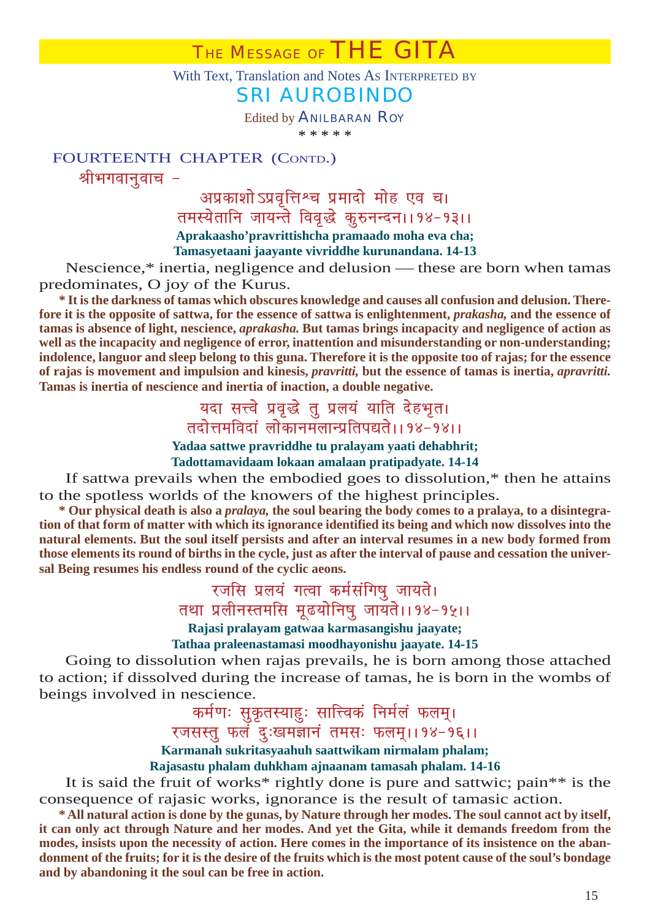# THE MESSAGE OF THE GITA

With Text, Translation and Notes As INTERPRETED BY

## SRI AUROBINDO

Edited by ANILBARAN ROY

\* \* \* \* \*

### FOURTEENTH CHAPTER (CONTD.)

श्रीभगवानुवाच -

अप्रकाशोऽप्रवृत्तिश्च प्रमादो मोह एव च।
तमस्येतानि जायन्ते विवृद्धे कुरुनन्दन।।१४-१३।।

**Aprakaasho'pravrittishcha pramaado moha eva cha;**
**Tamasyetaani jaayante vivriddhe kurunandana. 14-13**

Nescience,* inertia, negligence and delusion — these are born when tamas predominates, O joy of the Kurus.

**\* It is the darkness of tamas which obscures knowledge and causes all confusion and delusion. Therefore it is the opposite of sattwa, for the essence of sattwa is enlightenment, *prakasha,* and the essence of tamas is absence of light, nescience, *aprakasha.* But tamas brings incapacity and negligence of action as well as the incapacity and negligence of error, inattention and misunderstanding or non-understanding; indolence, languor and sleep belong to this guna. Therefore it is the opposite too of rajas; for the essence of rajas is movement and impulsion and kinesis, *pravritti,* but the essence of tamas is inertia, *apravritti.* Tamas is inertia of nescience and inertia of inaction, a double negative.**

यदा सत्त्वे प्रवृद्धे तु प्रलयं याति देहभृत।
तदोत्तमविदां लोकानमलान्प्रतिपद्यते।।१४-१४।।

**Yadaa sattwe pravriddhe tu pralayam yaati dehabhrit;**
**Tadottamavidaam lokaan amalaan pratipadyate. 14-14**

If sattwa prevails when the embodied goes to dissolution,* then he attains to the spotless worlds of the knowers of the highest principles.

**\* Our physical death is also a *pralaya,* the soul bearing the body comes to a pralaya, to a disintegration of that form of matter with which its ignorance identified its being and which now dissolves into the natural elements. But the soul itself persists and after an interval resumes in a new body formed from those elements its round of births in the cycle, just as after the interval of pause and cessation the universal Being resumes his endless round of the cyclic aeons.**

रजसि प्रलयं गत्वा कर्मसंगिषु जायते।
तथा प्रलीनस्तमसि मूढयोनिषु जायते।।१४-१५।।

**Rajasi pralayam gatwaa karmasangishu jaayate;**
**Tathaa praleenastamasi moodhayonishu jaayate. 14-15**

Going to dissolution when rajas prevails, he is born among those attached to action; if dissolved during the increase of tamas, he is born in the wombs of beings involved in nescience.

कर्मणः सुकृतस्याहुः सात्त्विकं निर्मलं फलम्।
रजसस्तु फलं दुःखमज्ञानं तमसः फलम्।।१४-१६।।

**Karmanah sukritasyaahuh saattwikam nirmalam phalam;**
**Rajasastu phalam duhkham ajnaanam tamasah phalam. 14-16**

It is said the fruit of works* rightly done is pure and sattwic; pain** is the consequence of rajasic works, ignorance is the result of tamasic action.

**\* All natural action is done by the gunas, by Nature through her modes. The soul cannot act by itself, it can only act through Nature and her modes. And yet the Gita, while it demands freedom from the modes, insists upon the necessity of action. Here comes in the importance of its insistence on the abandonment of the fruits; for it is the desire of the fruits which is the most potent cause of the soul's bondage and by abandoning it the soul can be free in action.**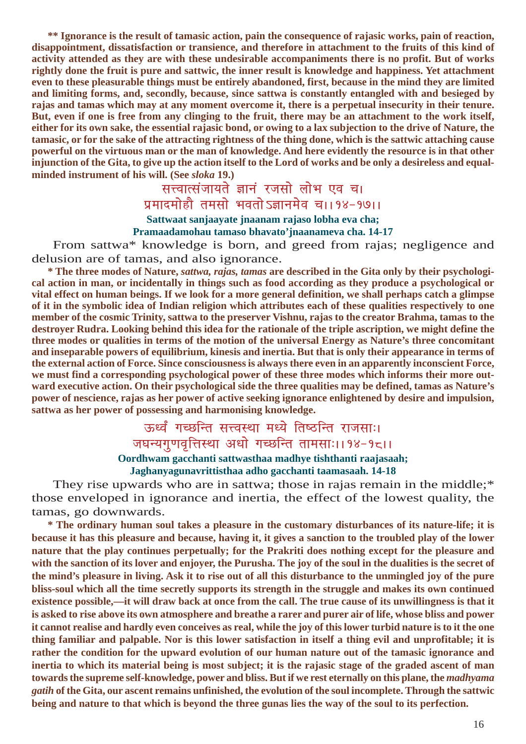**** Ignorance is the result of tamasic action, pain the consequence of rajasic works, pain of reaction, disappointment, dissatisfaction or transience, and therefore in attachment to the fruits of this kind of activity attended as they are with these undesirable accompaniments there is no profit. But of works rightly done the fruit is pure and sattwic, the inner result is knowledge and happiness. Yet attachment even to these pleasurable things must be entirely abandoned, first, because in the mind they are limited and limiting forms, and, secondly, because, since sattwa is constantly entangled with and besieged by rajas and tamas which may at any moment overcome it, there is a perpetual insecurity in their tenure. But, even if one is free from any clinging to the fruit, there may be an attachment to the work itself, either for its own sake, the essential rajasic bond, or owing to a lax subjection to the drive of Nature, the tamasic, or for the sake of the attracting rightness of the thing done, which is the sattwic attaching cause powerful on the virtuous man or the man of knowledge. And here evidently the resource is in that other injunction of the Gita, to give up the action itself to the Lord of works and be only a desireless and equal-minded instrument of his will. (See *sloka* 19.)**

सत्त्वात्संजायते ज्ञानं रजसो लोभ एव च।
प्रमादमोहौ तमसो भवतोऽज्ञानमेव च।।१४-१७।।

**Sattwaat sanjaayate jnaanam rajaso lobha eva cha;**
**Pramaadamohau tamaso bhavato'jnaanameva cha. 14-17**

From sattwa* knowledge is born, and greed from rajas; negligence and delusion are of tamas, and also ignorance.

*** The three modes of Nature, *sattwa, rajas, tamas* are described in the Gita only by their psychological action in man, or incidentally in things such as food according as they produce a psychological or vital effect on human beings. If we look for a more general definition, we shall perhaps catch a glimpse of it in the symbolic idea of Indian religion which attributes each of these qualities respectively to one member of the cosmic Trinity, sattwa to the preserver Vishnu, rajas to the creator Brahma, tamas to the destroyer Rudra. Looking behind this idea for the rationale of the triple ascription, we might define the three modes or qualities in terms of the motion of the universal Energy as Nature's three concomitant and inseparable powers of equilibrium, kinesis and inertia. But that is only their appearance in terms of the external action of Force. Since consciousness is always there even in an apparently inconscient Force, we must find a corresponding psychological power of these three modes which informs their more outward executive action. On their psychological side the three qualities may be defined, tamas as Nature's power of nescience, rajas as her power of active seeking ignorance enlightened by desire and impulsion, sattwa as her power of possessing and harmonising knowledge.**

ऊर्ध्वं गच्छन्ति सत्त्वस्था मध्ये तिष्ठन्ति राजसाः।
जघन्यगुणवृत्तिस्था अधो गच्छन्ति तामसाः।।१४-१८।।

**Oordhwam gacchanti sattwasthaa madhye tishthanti raajasaah;**
**Jaghanyagunavrittisthaa adho gacchanti taamasaah. 14-18**

They rise upwards who are in sattwa; those in rajas remain in the middle;* those enveloped in ignorance and inertia, the effect of the lowest quality, the tamas, go downwards.

*** The ordinary human soul takes a pleasure in the customary disturbances of its nature-life; it is because it has this pleasure and because, having it, it gives a sanction to the troubled play of the lower nature that the play continues perpetually; for the Prakriti does nothing except for the pleasure and with the sanction of its lover and enjoyer, the Purusha. The joy of the soul in the dualities is the secret of the mind's pleasure in living. Ask it to rise out of all this disturbance to the unmingled joy of the pure bliss-soul which all the time secretly supports its strength in the struggle and makes its own continued existence possible,—it will draw back at once from the call. The true cause of its unwillingness is that it is asked to rise above its own atmosphere and breathe a rarer and purer air of life, whose bliss and power it cannot realise and hardly even conceives as real, while the joy of this lower turbid nature is to it the one thing familiar and palpable. Nor is this lower satisfaction in itself a thing evil and unprofitable; it is rather the condition for the upward evolution of our human nature out of the tamasic ignorance and inertia to which its material being is most subject; it is the rajasic stage of the graded ascent of man towards the supreme self-knowledge, power and bliss. But if we rest eternally on this plane, the *madhyama gatih* of the Gita, our ascent remains unfinished, the evolution of the soul incomplete. Through the sattwic being and nature to that which is beyond the three gunas lies the way of the soul to its perfection.**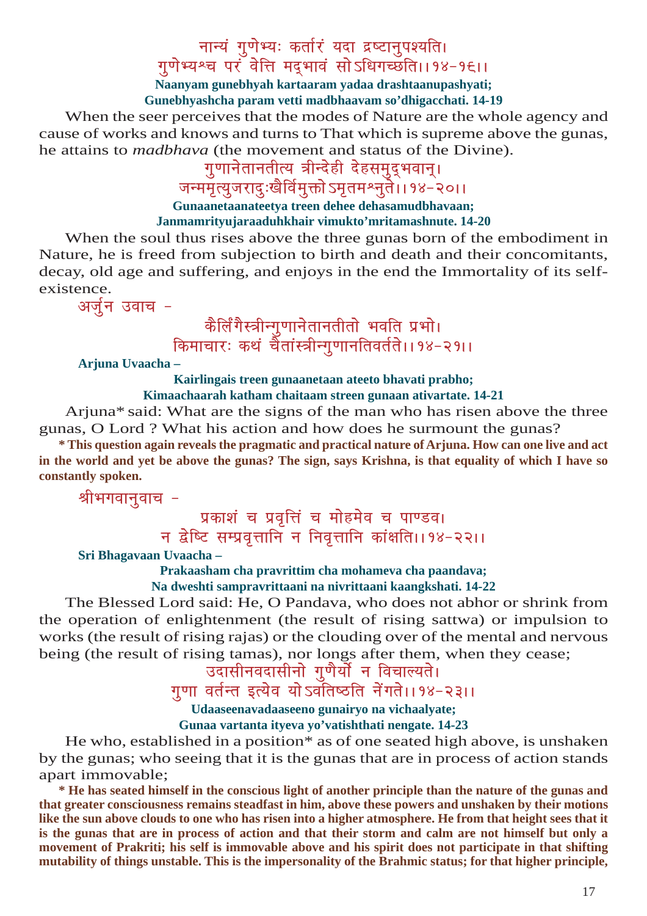नान्यं गुणेभ्यः कर्तारं यदा द्रष्टानुपश्यति।
गुणेभ्यश्च परं वेत्ति मद्भावं सोऽधिगच्छति।।१४-१६।।

**Naanyam gunebhyah kartaaram yadaa drashtaanupashyati;**
**Gunebhyashcha param vetti madbhaavam so'dhigacchati. 14-19**

When the seer perceives that the modes of Nature are the whole agency and cause of works and knows and turns to That which is supreme above the gunas, he attains to *madbhava* (the movement and status of the Divine).

गुणानेतानतीत्य त्रीन्देही देहसमुद्भवान्।
जन्ममृत्युजरादुःखैर्विमुक्तोऽमृतमश्नुते।।१४-२०।।

**Gunaanetaanateetya treen dehee dehasamudbhavaan;**
**Janmamrityujaraaduhkhair vimukto'mritamashnute. 14-20**

When the soul thus rises above the three gunas born of the embodiment in Nature, he is freed from subjection to birth and death and their concomitants, decay, old age and suffering, and enjoys in the end the Immortality of its self-existence.

अर्जुन उवाच –

कैर्लिंगैस्त्रीन्गुणानेतानतीतो भवति प्रभो।
किमाचारः कथं चैतांस्त्रीन्गुणानतिवर्तते।।१४-२१।।

**Arjuna Uvaacha –**

**Kairlingais treen gunaanetaan ateeto bhavati prabho;**
**Kimaachaarah katham chaitaam streen gunaan ativartate. 14-21**

Arjuna* said: What are the signs of the man who has risen above the three gunas, O Lord ? What his action and how does he surmount the gunas?

**\* This question again reveals the pragmatic and practical nature of Arjuna. How can one live and act in the world and yet be above the gunas? The sign, says Krishna, is that equality of which I have so constantly spoken.**

श्रीभगवानुवाच –

प्रकाशं च प्रवृत्तिं च मोहमेव च पाण्डव।
न द्वेष्टि सम्प्रवृत्तानि न निवृत्तानि कांक्षति।।१४-२२।।

**Sri Bhagavaan Uvaacha –**

**Prakaasham cha pravrittim cha mohameva cha paandava;**
**Na dweshti sampravrittaani na nivrittaani kaangkshati. 14-22**

The Blessed Lord said: He, O Pandava, who does not abhor or shrink from the operation of enlightenment (the result of rising sattwa) or impulsion to works (the result of rising rajas) or the clouding over of the mental and nervous being (the result of rising tamas), nor longs after them, when they cease;

उदासीनवदासीनो गुणैर्यो न विचाल्यते।
गुणा वर्तन्त इत्येव योऽवतिष्ठति नेंगते।।१४-२३।।

**Udaaseenavadaaseeno gunairyo na vichaalyate;**
**Gunaa vartanta ityeva yo'vatishthati nengate. 14-23**

He who, established in a position* as of one seated high above, is unshaken by the gunas; who seeing that it is the gunas that are in process of action stands apart immovable;

**\* He has seated himself in the conscious light of another principle than the nature of the gunas and that greater consciousness remains steadfast in him, above these powers and unshaken by their motions like the sun above clouds to one who has risen into a higher atmosphere. He from that height sees that it is the gunas that are in process of action and that their storm and calm are not himself but only a movement of Prakriti; his self is immovable above and his spirit does not participate in that shifting mutability of things unstable. This is the impersonality of the Brahmic status; for that higher principle,**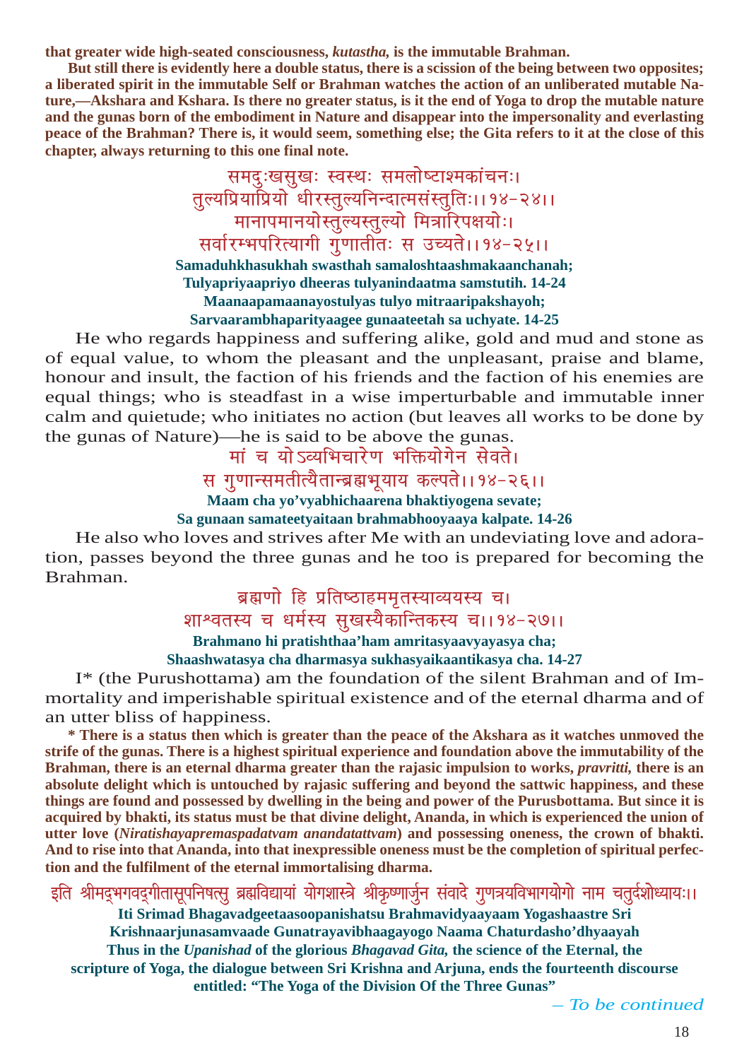**that greater wide high-seated consciousness, *kutastha,* is the immutable Brahman.**

**But still there is evidently here a double status, there is a scission of the being between two opposites; a liberated spirit in the immutable Self or Brahman watches the action of an unliberated mutable Nature,—Akshara and Kshara. Is there no greater status, is it the end of Yoga to drop the mutable nature and the gunas born of the embodiment in Nature and disappear into the impersonality and everlasting peace of the Brahman? There is, it would seem, something else; the Gita refers to it at the close of this chapter, always returning to this one final note.**

समदुःखसुखः स्वस्थः समलोष्टाश्मकांचनः।
तुल्यप्रियाप्रियो धीरस्तुल्यनिन्दात्मसंस्तुतिः।।१४-२४।।
मानापमानयोस्तुल्यस्तुल्यो मित्रारिपक्षयोः।
सर्वारम्भपरित्यागी गुणातीतः स उच्यते।।१४-२५।।

**Samaduhkhasukhah swasthah samaloshtaashmakaanchanah;**
**Tulyapriyaapriyo dheeras tulyanindaatma samstutih. 14-24**
**Maanaapamaanayostulyas tulyo mitraaripakshayoh;**
**Sarvaarambhaparityaagee gunaateetah sa uchyate. 14-25**

He who regards happiness and suffering alike, gold and mud and stone as of equal value, to whom the pleasant and the unpleasant, praise and blame, honour and insult, the faction of his friends and the faction of his enemies are equal things; who is steadfast in a wise imperturbable and immutable inner calm and quietude; who initiates no action (but leaves all works to be done by the gunas of Nature)—he is said to be above the gunas.

मां च योऽव्यभिचारेण भक्तियोगेन सेवते।
स गुणान्समतीत्यैतान्ब्रह्मभूयाय कल्पते।।१४-२६।।

**Maam cha yo'vyabhichaarena bhaktiyogena sevate;**
**Sa gunaan samateetyaitaan brahmabhooyaaya kalpate. 14-26**

He also who loves and strives after Me with an undeviating love and adoration, passes beyond the three gunas and he too is prepared for becoming the Brahman.

ब्रह्मणो हि प्रतिष्ठाहममृतस्याव्ययस्य च।
शाश्वतस्य च धर्मस्य सुखस्यैकान्तिकस्य च।।१४-२७।।

**Brahmano hi pratishthaa'ham amritasyaavyayasya cha;**
**Shaashwatasya cha dharmasya sukhasyaikaantikasya cha. 14-27**

I* (the Purushottama) am the foundation of the silent Brahman and of Immortality and imperishable spiritual existence and of the eternal dharma and of an utter bliss of happiness.

**\* There is a status then which is greater than the peace of the Akshara as it watches unmoved the strife of the gunas. There is a highest spiritual experience and foundation above the immutability of the Brahman, there is an eternal dharma greater than the rajasic impulsion to works, *pravritti,* there is an absolute delight which is untouched by rajasic suffering and beyond the sattwic happiness, and these things are found and possessed by dwelling in the being and power of the Purusbottama. But since it is acquired by bhakti, its status must be that divine delight, Ananda, in which is experienced the union of utter love (*Niratishayapremaspadatvam anandatattvam*) and possessing oneness, the crown of bhakti. And to rise into that Ananda, into that inexpressible oneness must be the completion of spiritual perfection and the fulfilment of the eternal immortalising dharma.**

इति श्रीमद्भगवद्गीतासूपनिषत्सु ब्रह्मविद्यायां योगशास्त्रे श्रीकृष्णार्जुन संवादे गुणत्रयविभागयोगो नाम चतुर्दशोध्यायः।।

**Iti Srimad Bhagavadgeetaasoopanishatsu Brahmavidyaayaam Yogashaastre Sri Krishnaarjunasamvaade Gunatrayavibhaagayogo Naama Chaturdasho'dhyaayah**

**Thus in the *Upanishad* of the glorious *Bhagavad Gita,* the science of the Eternal, the scripture of Yoga, the dialogue between Sri Krishna and Arjuna, ends the fourteenth discourse entitled: "The Yoga of the Division Of the Three Gunas"**

*– To be continued*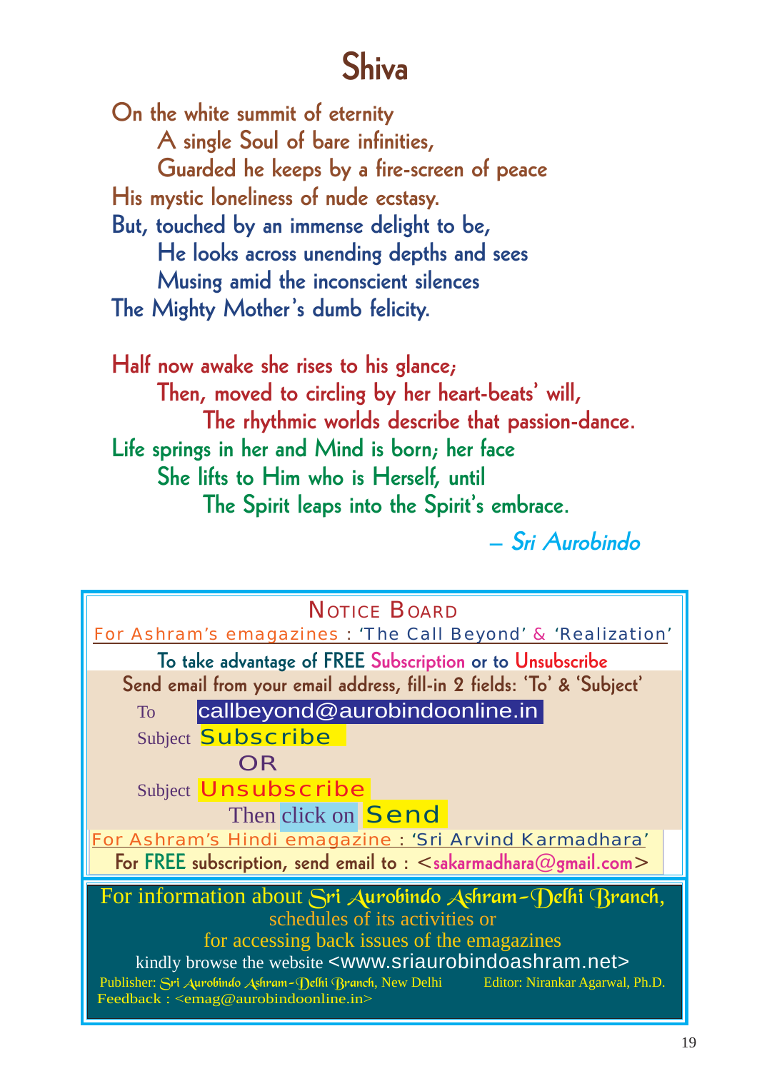# Shiva

On the white summit of eternity
A single Soul of bare infinities,
Guarded he keeps by a fire-screen of peace
His mystic loneliness of nude ecstasy.
But, touched by an immense delight to be,
He looks across unending depths and sees
Musing amid the inconscient silences
The Mighty Mother's dumb felicity.

Half now awake she rises to his glance;
Then, moved to circling by her heart-beats' will,
The rhythmic worlds describe that passion-dance.
Life springs in her and Mind is born; her face
She lifts to Him who is Herself, until
The Spirit leaps into the Spirit's embrace.

*– Sri Aurobindo*

## NOTICE BOARD

For Ashram's emagazines : 'The Call Beyond' & 'Realization'

**To take advantage of FREE Subscription or to Unsubscribe**

**Send email from your email address, fill-in 2 fields: 'To' & 'Subject'**

To callbeyond@aurobindoonline.in

Subject Subscribe

OR

Subject Unsubscribe

Then click on Send

For Ashram's Hindi emagazine : 'Sri Arvind Karmadhara'

**For FREE subscription, send email to : <sakarmadhara@gmail.com>**

For information about Sri Aurobindo Ashram-Delhi Branch,
schedules of its activities or
for accessing back issues of the emagazines
kindly browse the website <www.sriaurobindoashram.net>

Publisher: Sri Aurobindo Ashram-Delhi Branch, New Delhi Editor: Nirankar Agarwal, Ph.D.

Feedback : <emag@aurobindoonline.in>